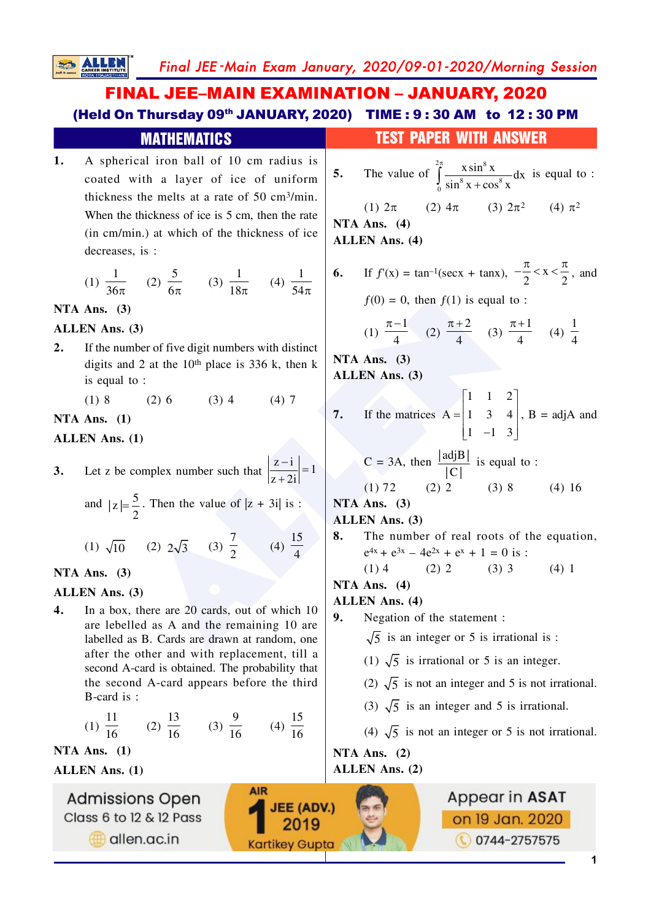# FINAL JEE–MAIN EXAMINATION – JANUARY, 2020

**(Held On Thursday 09th JANUARY, 2020) TIME : 9 : 30 AM to 12 : 30 PM**

## MATHEMATICS — TEST PAPER WITH ANSWER

**1.** A spherical iron ball of 10 cm radius is coated with a layer of ice of uniform thickness the melts at a rate of 50 $cm^3$/min. When the thickness of ice is 5 cm, then the rate (in cm/min.) at which of the thickness of ice decreases, is :

(1) $\frac{1}{36\pi}$ (2) $\frac{5}{6\pi}$ (3) $\frac{1}{18\pi}$ (4) $\frac{1}{54\pi}$

**NTA Ans. (3)**

**ALLEN Ans. (3)**

**2.** If the number of five digit numbers with distinct digits and 2 at the 10th place is 336 k, then k is equal to :

(1) 8 (2) 6 (3) 4 (4) 7

**NTA Ans. (1)**

**ALLEN Ans. (1)**

**3.** Let z be complex number such that $\left|\frac{z-i}{z+2i}\right|=1$ and $|z|=\frac{5}{2}$. Then the value of $|z + 3i|$ is :

(1) $\sqrt{10}$ (2) $2\sqrt{3}$ (3) $\frac{7}{2}$ (4) $\frac{15}{4}$

**NTA Ans. (3)**

**ALLEN Ans. (3)**

**4.** In a box, there are 20 cards, out of which 10 are lebelled as A and the remaining 10 are labelled as B. Cards are drawn at random, one after the other and with replacement, till a second A-card is obtained. The probability that the second A-card appears before the third B-card is :

(1) $\frac{11}{16}$ (2) $\frac{13}{16}$ (3) $\frac{9}{16}$ (4) $\frac{15}{16}$

**NTA Ans. (1)**

**ALLEN Ans. (1)**

**5.** The value of $\int_{0}^{2\pi}\frac{x\sin^8 x}{\sin^8 x+\cos^8 x}dx$ is equal to :

(1) $2\pi$ (2) $4\pi$ (3) $2\pi^2$ (4) $\pi^2$

**NTA Ans. (4)**

**ALLEN Ans. (4)**

**6.** If $f'(x) = \tan^{-1}(\sec x + \tan x)$, $-\frac{\pi}{2}<x<\frac{\pi}{2}$, and $f(0) = 0$, then $f(1)$ is equal to :

(1) $\frac{\pi-1}{4}$ (2) $\frac{\pi+2}{4}$ (3) $\frac{\pi+1}{4}$ (4) $\frac{1}{4}$

**NTA Ans. (3)**

**ALLEN Ans. (3)**

**7.** If the matrices $A=\begin{bmatrix}1 & 1 & 2\\ 1 & 3 & 4\\ 1 & -1 & 3\end{bmatrix}$, B = adjA and C = 3A, then $\frac{|\text{adj}B|}{|C|}$ is equal to :

(1) 72 (2) 2 (3) 8 (4) 16

**NTA Ans. (3)**

**ALLEN Ans. (3)**

**8.** The number of real roots of the equation, $e^{4x} + e^{3x} - 4e^{2x} + e^x + 1 = 0$ is :

(1) 4 (2) 2 (3) 3 (4) 1

**NTA Ans. (4)**

**ALLEN Ans. (4)**

**9.** Negation of the statement :

$\sqrt{5}$ is an integer or 5 is irrational is :

(1) $\sqrt{5}$ is irrational or 5 is an integer.

(2) $\sqrt{5}$ is not an integer and 5 is not irrational.

(3) $\sqrt{5}$ is an integer and 5 is irrational.

(4) $\sqrt{5}$ is not an integer or 5 is not irrational.

**NTA Ans. (2)**

**ALLEN Ans. (2)**

Admissions Open Class 6 to 12 & 12 Pass allen.ac.in | AIR 1 JEE (ADV.) 2019 Kartikey Gupta | Appear in ASAT on 19 Jan. 2020 0744-2757575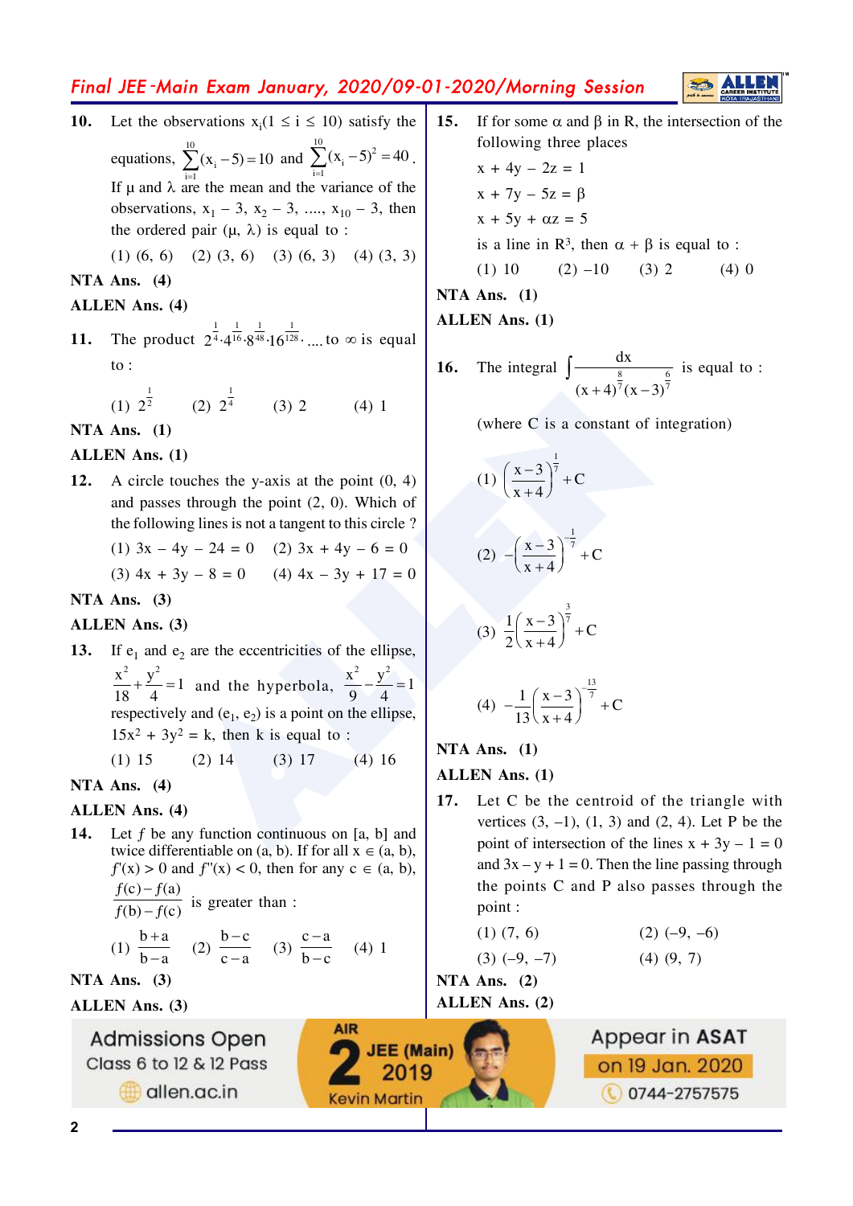**10.** Let the observations $x_i (1 \le i \le 10)$ satisfy the equations, $\sum_{i=1}^{10}(x_i - 5) = 10$ and $\sum_{i=1}^{10}(x_i - 5)^2 = 40$. If $\mu$ and $\lambda$ are the mean and the variance of the observations, $x_1 - 3, x_2 - 3, ...., x_{10} - 3$, then the ordered pair $(\mu, \lambda)$ is equal to :

(1) (6, 6) (2) (3, 6) (3) (6, 3) (4) (3, 3)

**NTA Ans. (4)**

**ALLEN Ans. (4)**

**11.** The product $2^{\frac{1}{4}} \cdot 4^{\frac{1}{16}} \cdot 8^{\frac{1}{48}} \cdot 16^{\frac{1}{128}} \cdot ....$ to $\infty$ is equal to :

(1) $2^{\frac{1}{2}}$ (2) $2^{\frac{1}{4}}$ (3) 2 (4) 1

**NTA Ans. (1)**

**ALLEN Ans. (1)**

**12.** A circle touches the y-axis at the point (0, 4) and passes through the point (2, 0). Which of the following lines is not a tangent to this circle ?

(1) $3x - 4y - 24 = 0$ (2) $3x + 4y - 6 = 0$

(3) $4x + 3y - 8 = 0$ (4) $4x - 3y + 17 = 0$

**NTA Ans. (3)**

**ALLEN Ans. (3)**

**13.** If $e_1$ and $e_2$ are the eccentricities of the ellipse, $\frac{x^2}{18} + \frac{y^2}{4} = 1$ and the hyperbola, $\frac{x^2}{9} - \frac{y^2}{4} = 1$ respectively and $(e_1, e_2)$ is a point on the ellipse, $15x^2 + 3y^2 = k$, then k is equal to :

(1) 15 (2) 14 (3) 17 (4) 16

**NTA Ans. (4)**

**ALLEN Ans. (4)**

**14.** Let $f$ be any function continuous on [a, b] and twice differentiable on (a, b). If for all $x \in (a, b)$, $f'(x) > 0$ and $f''(x) < 0$, then for any $c \in (a, b)$, $\frac{f(c) - f(a)}{f(b) - f(c)}$ is greater than :

(1) $\frac{b+a}{b-a}$ (2) $\frac{b-c}{c-a}$ (3) $\frac{c-a}{b-c}$ (4) 1

**NTA Ans. (3)**

**ALLEN Ans. (3)**

**15.** If for some $\alpha$ and $\beta$ in R, the intersection of the following three places

$x + 4y - 2z = 1$

$x + 7y - 5z = \beta$

$x + 5y + \alpha z = 5$

is a line in $R^3$, then $\alpha + \beta$ is equal to :

(1) 10 (2) –10 (3) 2 (4) 0

**NTA Ans. (1)**

**ALLEN Ans. (1)**

**16.** The integral $\int \frac{dx}{(x+4)^{\frac{8}{7}}(x-3)^{\frac{6}{7}}}$ is equal to :

(where C is a constant of integration)

(1) $\left(\frac{x-3}{x+4}\right)^{\frac{1}{7}} + C$

(2) $-\left(\frac{x-3}{x+4}\right)^{-\frac{1}{7}} + C$

(3) $\frac{1}{2}\left(\frac{x-3}{x+4}\right)^{\frac{3}{7}} + C$

(4) $-\frac{1}{13}\left(\frac{x-3}{x+4}\right)^{-\frac{13}{7}} + C$

**NTA Ans. (1)**

**ALLEN Ans. (1)**

**17.** Let C be the centroid of the triangle with vertices (3, –1), (1, 3) and (2, 4). Let P be the point of intersection of the lines $x + 3y - 1 = 0$ and $3x - y + 1 = 0$. Then the line passing through the points C and P also passes through the point :

(1) (7, 6) (2) (–9, –6)

(3) (–9, –7) (4) (9, 7)

**NTA Ans. (2)**

**ALLEN Ans. (2)**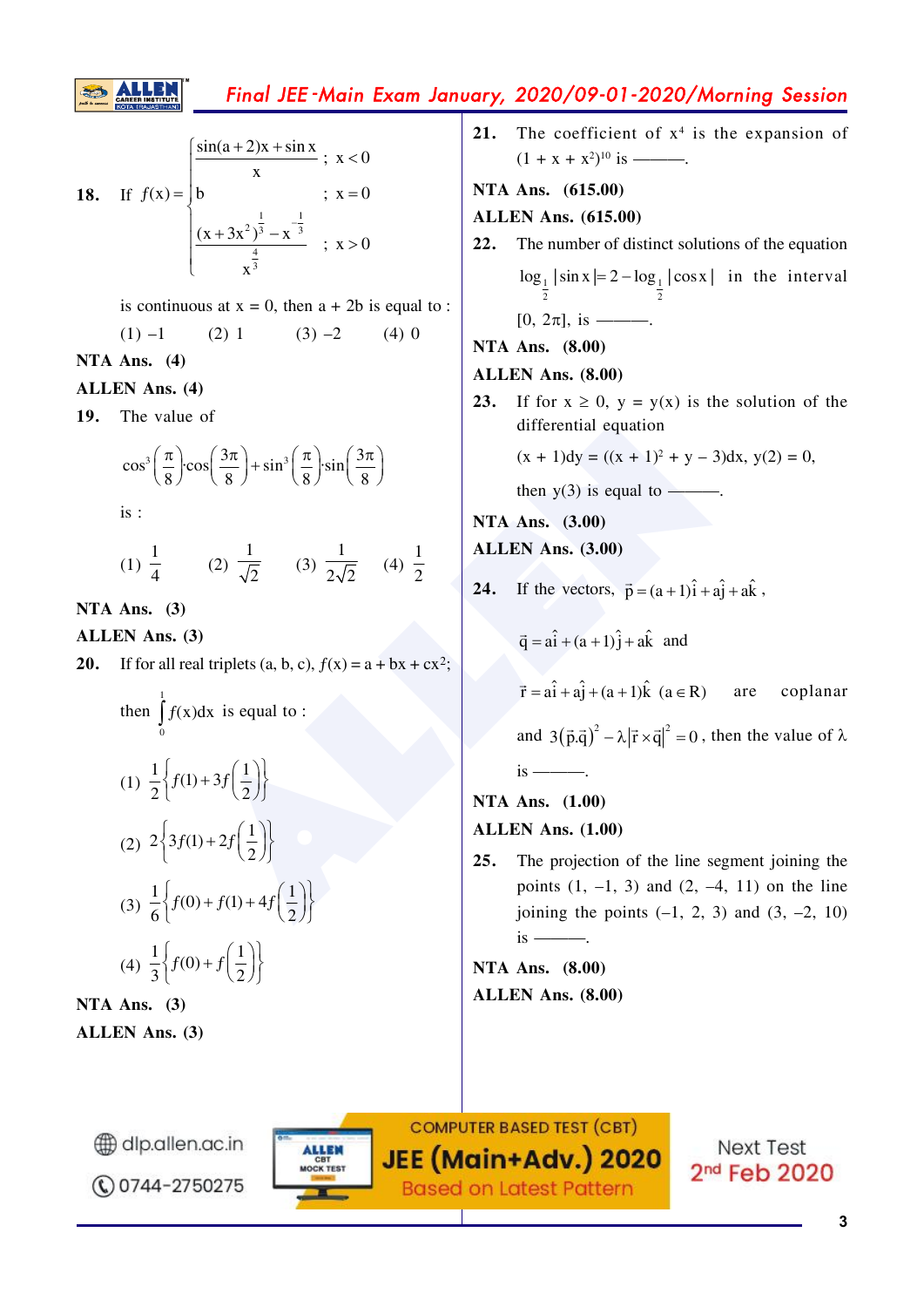**18.** If $f(x)=\begin{cases}\dfrac{\sin(a+2)x+\sin x}{x} & ; x<0\\ b & ; x=0\\ \dfrac{(x+3x^2)^{\frac{1}{3}}-x^{\frac{1}{3}}}{x^{\frac{4}{3}}} & ; x>0\end{cases}$

is continuous at x = 0, then a + 2b is equal to :

(1) –1 (2) 1 (3) –2 (4) 0

**NTA Ans. (4)**

**ALLEN Ans. (4)**

**19.** The value of

$$\cos^3\left(\frac{\pi}{8}\right)\cdot\cos\left(\frac{3\pi}{8}\right)+\sin^3\left(\frac{\pi}{8}\right)\cdot\sin\left(\frac{3\pi}{8}\right)$$

is :

(1) $\frac{1}{4}$ (2) $\frac{1}{\sqrt{2}}$ (3) $\frac{1}{2\sqrt{2}}$ (4) $\frac{1}{2}$

**NTA Ans. (3)**

**ALLEN Ans. (3)**

**20.** If for all real triplets (a, b, c), $f(x) = a + bx + cx^2$;

then $\int_0^1 f(x)dx$ is equal to :

(1) $\frac{1}{2}\left\{f(1)+3f\left(\frac{1}{2}\right)\right\}$

(2) $2\left\{3f(1)+2f\left(\frac{1}{2}\right)\right\}$

(3) $\frac{1}{6}\left\{f(0)+f(1)+4f\left(\frac{1}{2}\right)\right\}$

(4) $\frac{1}{3}\left\{f(0)+f\left(\frac{1}{2}\right)\right\}$

**NTA Ans. (3)**

**ALLEN Ans. (3)**

**21.** The coefficient of $x^4$ is the expansion of $(1 + x + x^2)^{10}$ is ———.

**NTA Ans. (615.00)**

**ALLEN Ans. (615.00)**

**22.** The number of distinct solutions of the equation $\log_{\frac{1}{2}}|\sin x| = 2 - \log_{\frac{1}{2}}|\cos x|$ in the interval $[0, 2\pi]$, is ———.

**NTA Ans. (8.00)**

**ALLEN Ans. (8.00)**

**23.** If for $x \geq 0$, $y = y(x)$ is the solution of the differential equation

$(x + 1)dy = ((x + 1)^2 + y - 3)dx$, $y(2) = 0$,

then y(3) is equal to ———.

**NTA Ans. (3.00)**

**ALLEN Ans. (3.00)**

**24.** If the vectors, $\vec{p}=(a+1)\hat{i}+a\hat{j}+a\hat{k}$,

$\vec{q}=a\hat{i}+(a+1)\hat{j}+a\hat{k}$ and

$\vec{r}=a\hat{i}+a\hat{j}+(a+1)\hat{k}$ $(a\in R)$ are coplanar

and $3(\vec{p}.\vec{q})^2-\lambda|\vec{r}\times\vec{q}|^2=0$, then the value of $\lambda$ is ———.

**NTA Ans. (1.00)**

**ALLEN Ans. (1.00)**

**25.** The projection of the line segment joining the points (1, –1, 3) and (2, –4, 11) on the line joining the points (–1, 2, 3) and (3, –2, 10) is ———.

**NTA Ans. (8.00)**

**ALLEN Ans. (8.00)**